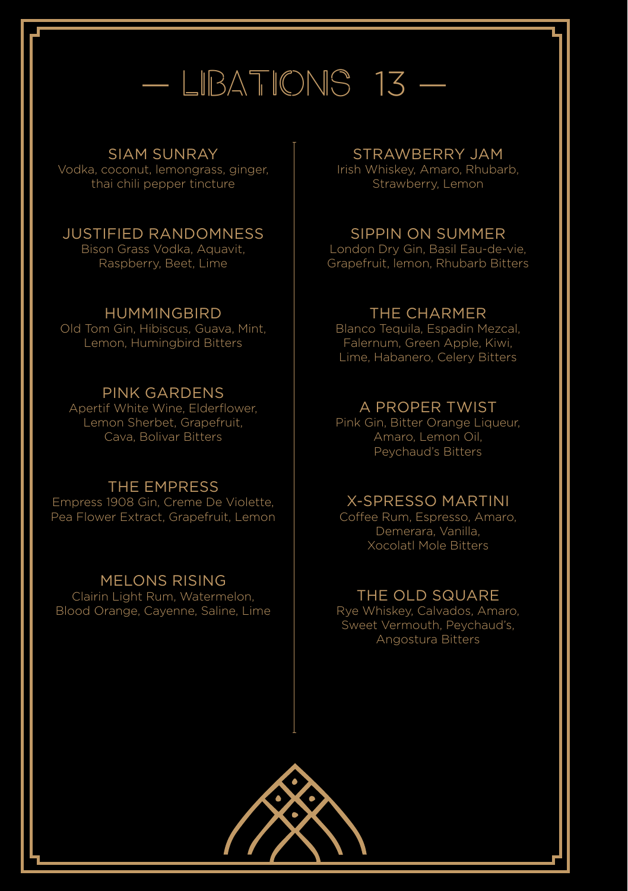# — LIBATIONS 13 —

### SIAM SUNRAY
Vodka, coconut, lemongrass, ginger, thai chili pepper tincture

### JUSTIFIED RANDOMNESS
Bison Grass Vodka, Aquavit, Raspberry, Beet, Lime

### HUMMINGBIRD
Old Tom Gin, Hibiscus, Guava, Mint, Lemon, Humingbird Bitters

### PINK GARDENS
Apertif White Wine, Elderflower, Lemon Sherbet, Grapefruit, Cava, Bolivar Bitters

### THE EMPRESS
Empress 1908 Gin, Creme De Violette, Pea Flower Extract, Grapefruit, Lemon

### MELONS RISING
Clairin Light Rum, Watermelon, Blood Orange, Cayenne, Saline, Lime

### STRAWBERRY JAM
Irish Whiskey, Amaro, Rhubarb, Strawberry, Lemon

### SIPPIN ON SUMMER
London Dry Gin, Basil Eau-de-vie, Grapefruit, lemon, Rhubarb Bitters

### THE CHARMER
Blanco Tequila, Espadin Mezcal, Falernum, Green Apple, Kiwi, Lime, Habanero, Celery Bitters

### A PROPER TWIST
Pink Gin, Bitter Orange Liqueur, Amaro, Lemon Oil, Peychaud's Bitters

### X-SPRESSO MARTINI
Coffee Rum, Espresso, Amaro, Demerara, Vanilla, Xocolatl Mole Bitters

### THE OLD SQUARE
Rye Whiskey, Calvados, Amaro, Sweet Vermouth, Peychaud's, Angostura Bitters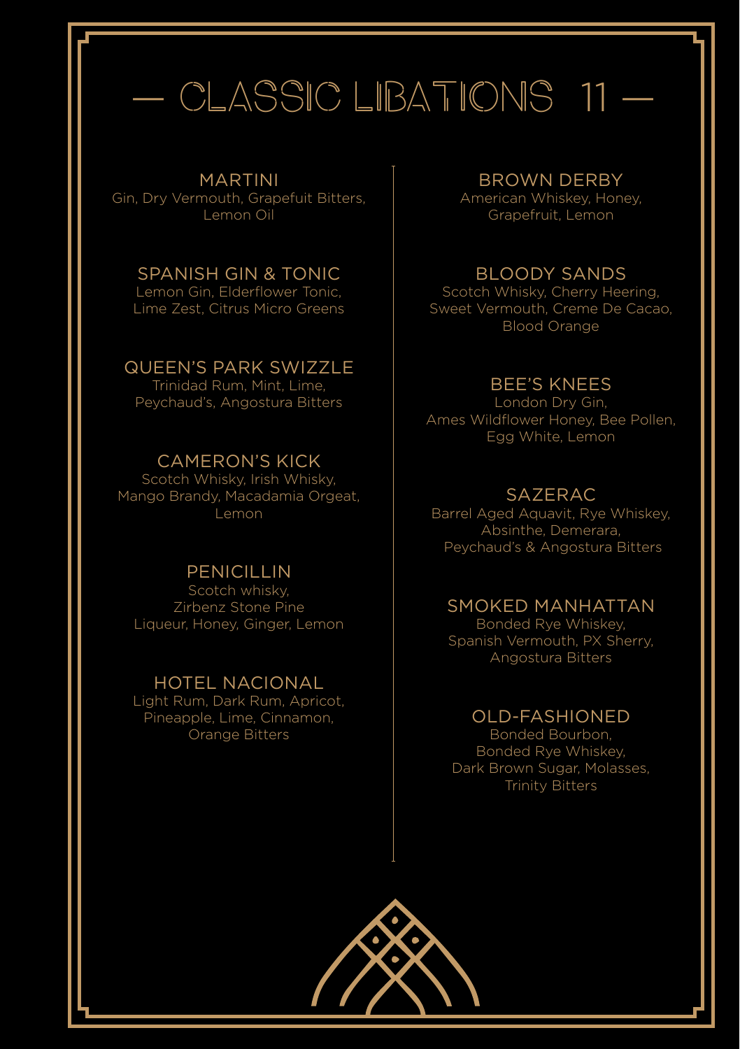# — CLASSIC LIBATIONS 11 —

### MARTINI
Gin, Dry Vermouth, Grapefuit Bitters, Lemon Oil

### SPANISH GIN & TONIC
Lemon Gin, Elderflower Tonic, Lime Zest, Citrus Micro Greens

### QUEEN'S PARK SWIZZLE
Trinidad Rum, Mint, Lime, Peychaud's, Angostura Bitters

### CAMERON'S KICK
Scotch Whisky, Irish Whisky, Mango Brandy, Macadamia Orgeat, Lemon

### PENICILLIN
Scotch whisky, Zirbenz Stone Pine Liqueur, Honey, Ginger, Lemon

### HOTEL NACIONAL
Light Rum, Dark Rum, Apricot, Pineapple, Lime, Cinnamon, Orange Bitters

### BROWN DERBY
American Whiskey, Honey, Grapefruit, Lemon

### BLOODY SANDS
Scotch Whisky, Cherry Heering, Sweet Vermouth, Creme De Cacao, Blood Orange

### BEE'S KNEES
London Dry Gin, Ames Wildflower Honey, Bee Pollen, Egg White, Lemon

### SAZERAC
Barrel Aged Aquavit, Rye Whiskey, Absinthe, Demerara, Peychaud's & Angostura Bitters

### SMOKED MANHATTAN
Bonded Rye Whiskey, Spanish Vermouth, PX Sherry, Angostura Bitters

### OLD-FASHIONED
Bonded Bourbon, Bonded Rye Whiskey, Dark Brown Sugar, Molasses, Trinity Bitters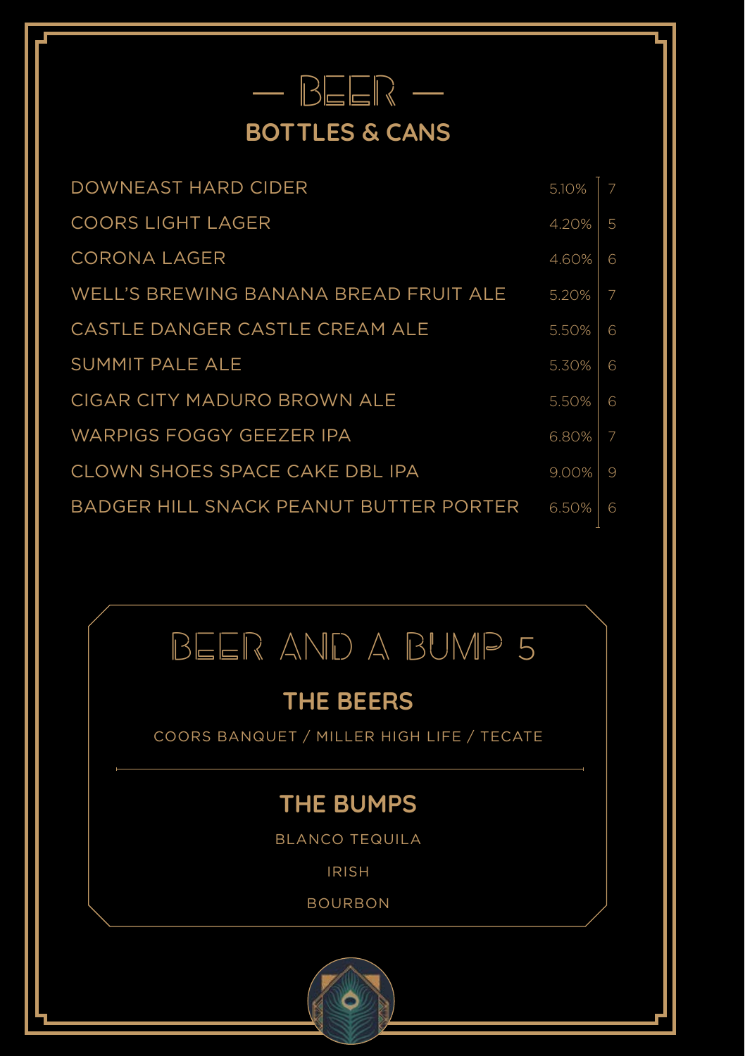# — BEER —

## BOTTLES & CANS

| Beer | ABV | Price |
|---|---|---|
| DOWNEAST HARD CIDER | 5.10% | 7 |
| COORS LIGHT LAGER | 4.20% | 5 |
| CORONA LAGER | 4.60% | 6 |
| WELL'S BREWING BANANA BREAD FRUIT ALE | 5.20% | 7 |
| CASTLE DANGER CASTLE CREAM ALE | 5.50% | 6 |
| SUMMIT PALE ALE | 5.30% | 6 |
| CIGAR CITY MADURO BROWN ALE | 5.50% | 6 |
| WARPIGS FOGGY GEEZER IPA | 6.80% | 7 |
| CLOWN SHOES SPACE CAKE DBL IPA | 9.00% | 9 |
| BADGER HILL SNACK PEANUT BUTTER PORTER | 6.50% | 6 |

## BEER AND A BUMP 5

### THE BEERS

COORS BANQUET / MILLER HIGH LIFE / TECATE

### THE BUMPS

BLANCO TEQUILA

IRISH

BOURBON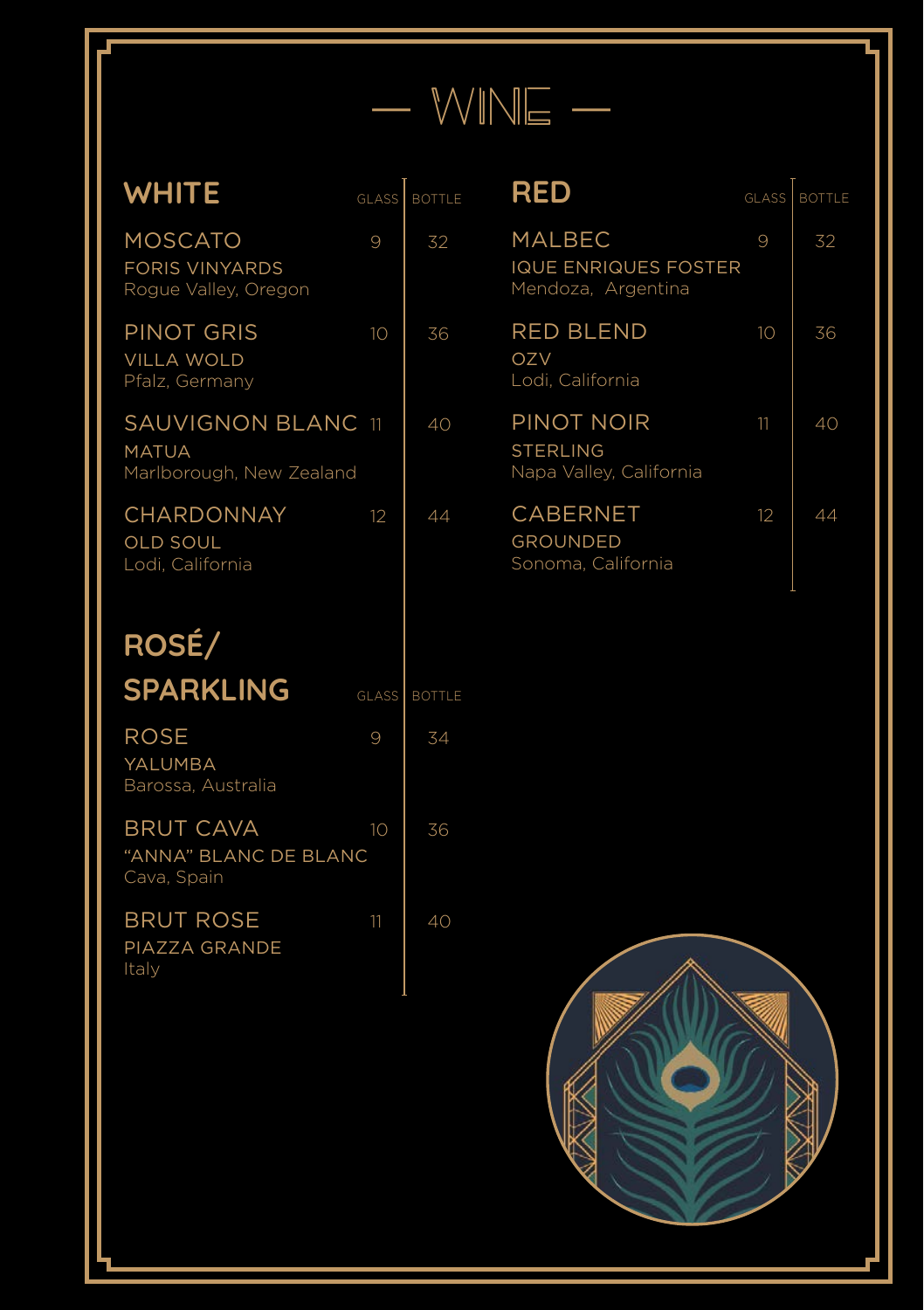# — WINE —

## WHITE

| Wine | Glass | Bottle |
| --- | --- | --- |
| MOSCATO<br>FORIS VINYARDS<br>Rogue Valley, Oregon | 9 | 32 |
| PINOT GRIS<br>VILLA WOLD<br>Pfalz, Germany | 10 | 36 |
| SAUVIGNON BLANC<br>MATUA<br>Marlborough, New Zealand | 11 | 40 |
| CHARDONNAY<br>OLD SOUL<br>Lodi, California | 12 | 44 |

## ROSÉ/ SPARKLING

| Wine | Glass | Bottle |
| --- | --- | --- |
| ROSE<br>YALUMBA<br>Barossa, Australia | 9 | 34 |
| BRUT CAVA<br>"ANNA" BLANC DE BLANC<br>Cava, Spain | 10 | 36 |
| BRUT ROSE<br>PIAZZA GRANDE<br>Italy | 11 | 40 |

## RED

| Wine | Glass | Bottle |
| --- | --- | --- |
| MALBEC<br>IQUE ENRIQUES FOSTER<br>Mendoza, Argentina | 9 | 32 |
| RED BLEND<br>OZV<br>Lodi, California | 10 | 36 |
| PINOT NOIR<br>STERLING<br>Napa Valley, California | 11 | 40 |
| CABERNET<br>GROUNDED<br>Sonoma, California | 12 | 44 |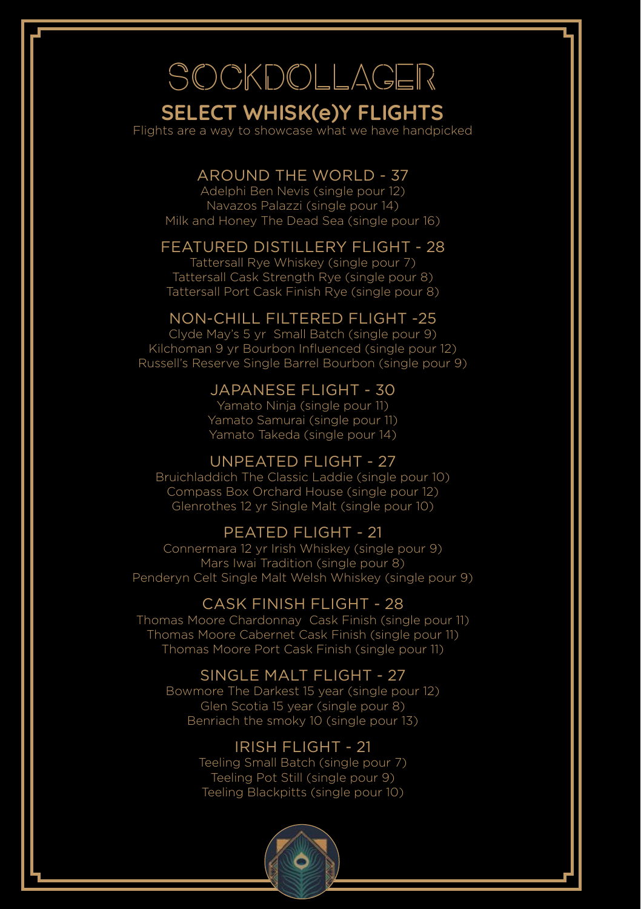# SOCKDOLLAGER

## SELECT WHISK(e)Y FLIGHTS

Flights are a way to showcase what we have handpicked

### AROUND THE WORLD - 37

Adelphi Ben Nevis (single pour 12)
Navazos Palazzi (single pour 14)
Milk and Honey The Dead Sea (single pour 16)

### FEATURED DISTILLERY FLIGHT - 28

Tattersall Rye Whiskey (single pour 7)
Tattersall Cask Strength Rye (single pour 8)
Tattersall Port Cask Finish Rye (single pour 8)

### NON-CHILL FILTERED FLIGHT -25

Clyde May's 5 yr Small Batch (single pour 9)
Kilchoman 9 yr Bourbon Influenced (single pour 12)
Russell's Reserve Single Barrel Bourbon (single pour 9)

### JAPANESE FLIGHT - 30

Yamato Ninja (single pour 11)
Yamato Samurai (single pour 11)
Yamato Takeda (single pour 14)

### UNPEATED FLIGHT - 27

Bruichladdich The Classic Laddie (single pour 10)
Compass Box Orchard House (single pour 12)
Glenrothes 12 yr Single Malt (single pour 10)

### PEATED FLIGHT - 21

Connermara 12 yr Irish Whiskey (single pour 9)
Mars Iwai Tradition (single pour 8)
Penderyn Celt Single Malt Welsh Whiskey (single pour 9)

### CASK FINISH FLIGHT - 28

Thomas Moore Chardonnay Cask Finish (single pour 11)
Thomas Moore Cabernet Cask Finish (single pour 11)
Thomas Moore Port Cask Finish (single pour 11)

### SINGLE MALT FLIGHT - 27

Bowmore The Darkest 15 year (single pour 12)
Glen Scotia 15 year (single pour 8)
Benriach the smoky 10 (single pour 13)

### IRISH FLIGHT - 21

Teeling Small Batch (single pour 7)
Teeling Pot Still (single pour 9)
Teeling Blackpitts (single pour 10)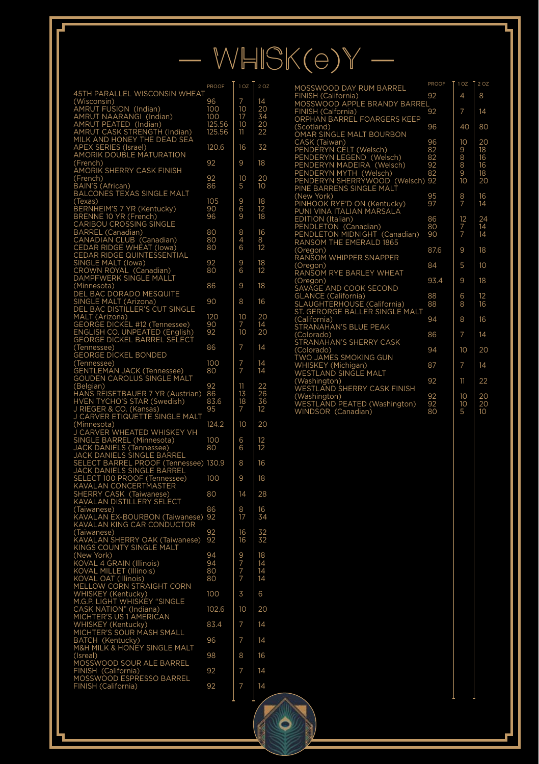# — WHISK(e)Y —

| | PROOF | 1 OZ | 2 OZ |
|---|---|---|---|
| 45TH PARALLEL WISCONSIN WHEAT (Wisconsin) | 96 | 7 | 14 |
| AMRUT FUSION (Indian) | 100 | 10 | 20 |
| AMRUT NAARANGI (Indian) | 100 | 17 | 34 |
| AMRUT PEATED (Indian) | 125.56 | 10 | 20 |
| AMRUT CASK STRENGTH (Indian) | 125.56 | 11 | 22 |
| MILK AND HONEY THE DEAD SEA APEX SERIES (Israel) | 120.6 | 16 | 32 |
| AMORIK DOUBLE MATURATION (French) | 92 | 9 | 18 |
| AMORIK SHERRY CASK FINISH (French) | 92 | 10 | 20 |
| BAIN'S (African) | 86 | 5 | 10 |
| BALCONES TEXAS SINGLE MALT (Texas) | 105 | 9 | 18 |
| BERNHEIM'S 7 YR (Kentucky) | 90 | 6 | 12 |
| BRENNE 10 YR (French) | 96 | 9 | 18 |
| CARIBOU CROSSING SINGLE BARREL (Canadian) | 80 | 8 | 16 |
| CANADIAN CLUB (Canadian) | 80 | 4 | 8 |
| CEDAR RIDGE WHEAT (Iowa) | 80 | 6 | 12 |
| CEDAR RIDGE QUINTESSENTIAL SINGLE MALT (Iowa) | 92 | 9 | 18 |
| CROWN ROYAL (Canadian) | 80 | 6 | 12 |
| DAMPFWERK SINGLE MALLT (Minnesota) | 86 | 9 | 18 |
| DEL BAC DORADO MESQUITE SINGLE MALT (Arizona) | 90 | 8 | 16 |
| DEL BAC DISTILLER'S CUT SINGLE MALT (Arizona) | 120 | 10 | 20 |
| GEORGE DICKEL #12 (Tennessee) | 90 | 7 | 14 |
| ENGLISH CO. UNPEATED (English) | 92 | 10 | 20 |
| GEORGE DICKEL BARREL SELECT (Tennessee) | 86 | 7 | 14 |
| GEORGE DICKEL BONDED (Tennessee) | 100 | 7 | 14 |
| GENTLEMAN JACK (Tennessee) | 80 | 7 | 14 |
| GOUDEN CAROLUS SINGLE MALT (Belgian) | 92 | 11 | 22 |
| HANS REISETBAUER 7 YR (Austrian) | 86 | 13 | 26 |
| HVEN TYCHO'S STAR (Swedish) | 83.6 | 18 | 36 |
| J RIEGER & CO. (Kansas) | 95 | 7 | 12 |
| J CARVER ETIQUETTE SINGLE MALT (Minnesota) | 124.2 | 10 | 20 |
| J CARVER WHEATED WHISKEY VH SINGLE BARREL (Minnesota) | 100 | 6 | 12 |
| JACK DANIELS (Tennessee) | 80 | 6 | 12 |
| JACK DANIELS SINGLE BARREL SELECT BARREL PROOF (Tennessee) | 130.9 | 8 | 16 |
| JACK DANIELS SINGLE BARREL SELECT 100 PROOF (Tennessee) | 100 | 9 | 18 |
| KAVALAN CONCERTMASTER SHERRY CASK (Taiwanese) | 80 | 14 | 28 |
| KAVALAN DISTILLERY SELECT (Taiwanese) | 86 | 8 | 16 |
| KAVALAN EX-BOURBON (Taiwanese) | 92 | 17 | 34 |
| KAVALAN KING CAR CONDUCTOR (Taiwanese) | 92 | 16 | 32 |
| KAVALAN SHERRY OAK (Taiwanese) | 92 | 16 | 32 |
| KINGS COUNTY SINGLE MALT (New York) | 94 | 9 | 18 |
| KOVAL 4 GRAIN (Illinois) | 94 | 7 | 14 |
| KOVAL MILLET (Illinois) | 80 | 7 | 14 |
| KOVAL OAT (Illinois) | 80 | 7 | 14 |
| MELLOW CORN STRAIGHT CORN WHISKEY (Kentucky) | 100 | 3 | 6 |
| M.G.P. LIGHT WHISKEY "SINGLE CASK NATION" (Indiana) | 102.6 | 10 | 20 |
| MICHTER'S US 1 AMERICAN WHISKEY (Kentucky) | 83.4 | 7 | 14 |
| MICHTER'S SOUR MASH SMALL BATCH (Kentucky) | 96 | 7 | 14 |
| M&H MILK & HONEY SINGLE MALT (Isreal) | 98 | 8 | 16 |
| MOSSWOOD SOUR ALE BARREL FINISH (California) | 92 | 7 | 14 |
| MOSSWOOD ESPRESSO BARREL FINISH (California) | 92 | 7 | 14 |
| MOSSWOOD DAY RUM BARREL FINISH (California) | 92 | 4 | 8 |
| MOSSWOOD APPLE BRANDY BARREL FINISH (California) | 92 | 7 | 14 |
| ORPHAN BARREL FOARGERS KEEP (Scotland) | 96 | 40 | 80 |
| OMAR SINGLE MALT BOURBON CASK (Taiwan) | 96 | 10 | 20 |
| PENDERYN CELT (Welsch) | 82 | 9 | 18 |
| PENDERYN LEGEND (Welsch) | 82 | 8 | 16 |
| PENDERYN MADEIRA (Welsch) | 92 | 8 | 16 |
| PENDERYN MYTH (Welsch) | 82 | 9 | 18 |
| PENDERYN SHERRYWOOD (Welsch) | 92 | 10 | 20 |
| PINE BARRENS SINGLE MALT (New York) | 95 | 8 | 16 |
| PINHOOK RYE'D ON (Kentucky) | 97 | 7 | 14 |
| PUNI VINA ITALIAN MARSALA EDITION (Italian) | 86 | 12 | 24 |
| PENDLETON (Canadian) | 80 | 7 | 14 |
| PENDLETON MIDNIGHT (Canadian) | 90 | 7 | 14 |
| RANSOM THE EMERALD 1865 (Oregon) | 87.6 | 9 | 18 |
| RANSOM WHIPPER SNAPPER (Oregon) | 84 | 5 | 10 |
| RANSOM RYE BARLEY WHEAT (Oregon) | 93.4 | 9 | 18 |
| SAVAGE AND COOK SECOND GLANCE (California) | 88 | 6 | 12 |
| SLAUGHTERHOUSE (California) | 88 | 8 | 16 |
| ST. GERORGE BALLER SINGLE MALT (California) | 94 | 8 | 16 |
| STRANAHAN'S BLUE PEAK (Colorado) | 86 | 7 | 14 |
| STRANAHAN'S SHERRY CASK (Colorado) | 94 | 10 | 20 |
| TWO JAMES SMOKING GUN WHISKEY (Michigan) | 87 | 7 | 14 |
| WESTLAND SINGLE MALT (Washington) | 92 | 11 | 22 |
| WESTLAND SHERRY CASK FINISH (Washington) | 92 | 10 | 20 |
| WESTLAND PEATED (Washington) | 92 | 10 | 20 |
| WINDSOR (Canadian) | 80 | 5 | 10 |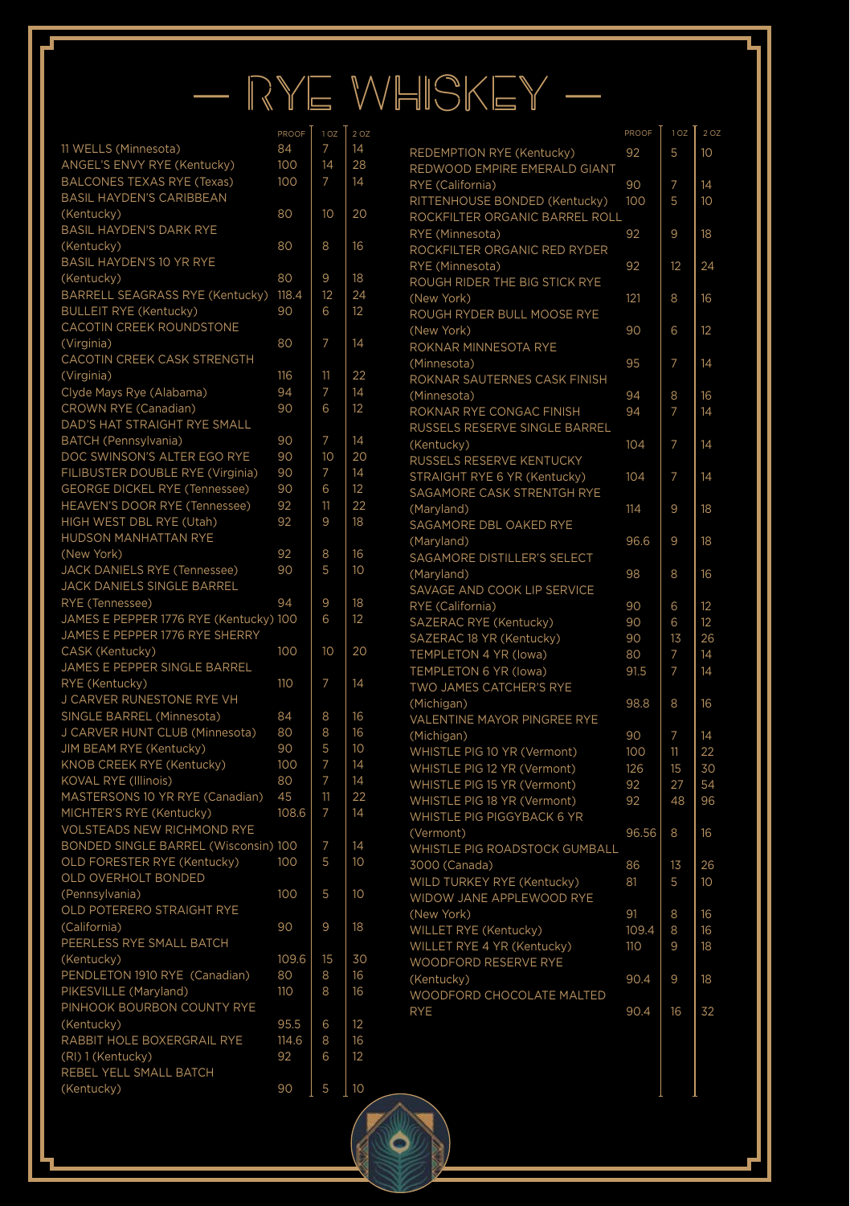# — RYE WHISKEY —

| | PROOF | 1 OZ | 2 OZ |
|---|---|---|---|
| 11 WELLS (Minnesota) | 84 | 7 | 14 |
| ANGEL'S ENVY RYE (Kentucky) | 100 | 14 | 28 |
| BALCONES TEXAS RYE (Texas) | 100 | 7 | 14 |
| BASIL HAYDEN'S CARIBBEAN (Kentucky) | 80 | 10 | 20 |
| BASIL HAYDEN'S DARK RYE (Kentucky) | 80 | 8 | 16 |
| BASIL HAYDEN'S 10 YR RYE (Kentucky) | 80 | 9 | 18 |
| BARRELL SEAGRASS RYE (Kentucky) | 118.4 | 12 | 24 |
| BULLEIT RYE (Kentucky) | 90 | 6 | 12 |
| CACOTIN CREEK ROUNDSTONE (Virginia) | 80 | 7 | 14 |
| CACOTIN CREEK CASK STRENGTH (Virginia) | 116 | 11 | 22 |
| Clyde Mays Rye (Alabama) | 94 | 7 | 14 |
| CROWN RYE (Canadian) | 90 | 6 | 12 |
| DAD'S HAT STRAIGHT RYE SMALL BATCH (Pennsylvania) | 90 | 7 | 14 |
| DOC SWINSON'S ALTER EGO RYE | 90 | 10 | 20 |
| FILIBUSTER DOUBLE RYE (Virginia) | 90 | 7 | 14 |
| GEORGE DICKEL RYE (Tennessee) | 90 | 6 | 12 |
| HEAVEN'S DOOR RYE (Tennessee) | 92 | 11 | 22 |
| HIGH WEST DBL RYE (Utah) | 92 | 9 | 18 |
| HUDSON MANHATTAN RYE (New York) | 92 | 8 | 16 |
| JACK DANIELS RYE (Tennessee) | 90 | 5 | 10 |
| JACK DANIELS SINGLE BARREL RYE (Tennessee) | 94 | 9 | 18 |
| JAMES E PEPPER 1776 RYE (Kentucky) | 100 | 6 | 12 |
| JAMES E PEPPER 1776 RYE SHERRY CASK (Kentucky) | 100 | 10 | 20 |
| JAMES E PEPPER SINGLE BARREL RYE (Kentucky) | 110 | 7 | 14 |
| J CARVER RUNESTONE RYE VH SINGLE BARREL (Minnesota) | 84 | 8 | 16 |
| J CARVER HUNT CLUB (Minnesota) | 80 | 8 | 16 |
| JIM BEAM RYE (Kentucky) | 90 | 5 | 10 |
| KNOB CREEK RYE (Kentucky) | 100 | 7 | 14 |
| KOVAL RYE (Illinois) | 80 | 7 | 14 |
| MASTERSONS 10 YR RYE (Canadian) | 45 | 11 | 22 |
| MICHTER'S RYE (Kentucky) | 108.6 | 7 | 14 |
| VOLSTEADS NEW RICHMOND RYE BONDED SINGLE BARREL (Wisconsin) | 100 | 7 | 14 |
| OLD FORESTER RYE (Kentucky) | 100 | 5 | 10 |
| OLD OVERHOLT BONDED (Pennsylvania) | 100 | 5 | 10 |
| OLD POTERERO STRAIGHT RYE (California) | 90 | 9 | 18 |
| PEERLESS RYE SMALL BATCH (Kentucky) | 109.6 | 15 | 30 |
| PENDLETON 1910 RYE (Canadian) | 80 | 8 | 16 |
| PIKESVILLE (Maryland) | 110 | 8 | 16 |
| PINHOOK BOURBON COUNTY RYE (Kentucky) | 95.5 | 6 | 12 |
| RABBIT HOLE BOXERGRAIL RYE | 114.6 | 8 | 16 |
| (RI) 1 (Kentucky) | 92 | 6 | 12 |
| REBEL YELL SMALL BATCH (Kentucky) | 90 | 5 | 10 |
| REDEMPTION RYE (Kentucky) | 92 | 5 | 10 |
| REDWOOD EMPIRE EMERALD GIANT RYE (California) | 90 | 7 | 14 |
| RITTENHOUSE BONDED (Kentucky) | 100 | 5 | 10 |
| ROCKFILTER ORGANIC BARREL ROLL RYE (Minnesota) | 92 | 9 | 18 |
| ROCKFILTER ORGANIC RED RYDER RYE (Minnesota) | 92 | 12 | 24 |
| ROUGH RIDER THE BIG STICK RYE (New York) | 121 | 8 | 16 |
| ROUGH RYDER BULL MOOSE RYE (New York) | 90 | 6 | 12 |
| ROKNAR MINNESOTA RYE (Minnesota) | 95 | 7 | 14 |
| ROKNAR SAUTERNES CASK FINISH (Minnesota) | 94 | 8 | 16 |
| ROKNAR RYE CONGAC FINISH | 94 | 7 | 14 |
| RUSSELS RESERVE SINGLE BARREL (Kentucky) | 104 | 7 | 14 |
| RUSSELS RESERVE KENTUCKY STRAIGHT RYE 6 YR (Kentucky) | 104 | 7 | 14 |
| SAGAMORE CASK STRENTGH RYE (Maryland) | 114 | 9 | 18 |
| SAGAMORE DBL OAKED RYE (Maryland) | 96.6 | 9 | 18 |
| SAGAMORE DISTILLER'S SELECT (Maryland) | 98 | 8 | 16 |
| SAVAGE AND COOK LIP SERVICE RYE (California) | 90 | 6 | 12 |
| SAZERAC RYE (Kentucky) | 90 | 6 | 12 |
| SAZERAC 18 YR (Kentucky) | 90 | 13 | 26 |
| TEMPLETON 4 YR (Iowa) | 80 | 7 | 14 |
| TEMPLETON 6 YR (Iowa) | 91.5 | 7 | 14 |
| TWO JAMES CATCHER'S RYE (Michigan) | 98.8 | 8 | 16 |
| VALENTINE MAYOR PINGREE RYE (Michigan) | 90 | 7 | 14 |
| WHISTLE PIG 10 YR (Vermont) | 100 | 11 | 22 |
| WHISTLE PIG 12 YR (Vermont) | 126 | 15 | 30 |
| WHISTLE PIG 15 YR (Vermont) | 92 | 27 | 54 |
| WHISTLE PIG 18 YR (Vermont) | 92 | 48 | 96 |
| WHISTLE PIG PIGGYBACK 6 YR (Vermont) | 96.56 | 8 | 16 |
| WHISTLE PIG ROADSTOCK GUMBALL 3000 (Canada) | 86 | 13 | 26 |
| WILD TURKEY RYE (Kentucky) | 81 | 5 | 10 |
| WIDOW JANE APPLEWOOD RYE (New York) | 91 | 8 | 16 |
| WILLET RYE (Kentucky) | 109.4 | 8 | 16 |
| WILLET RYE 4 YR (Kentucky) | 110 | 9 | 18 |
| WOODFORD RESERVE RYE (Kentucky) | 90.4 | 9 | 18 |
| WOODFORD CHOCOLATE MALTED RYE | 90.4 | 16 | 32 |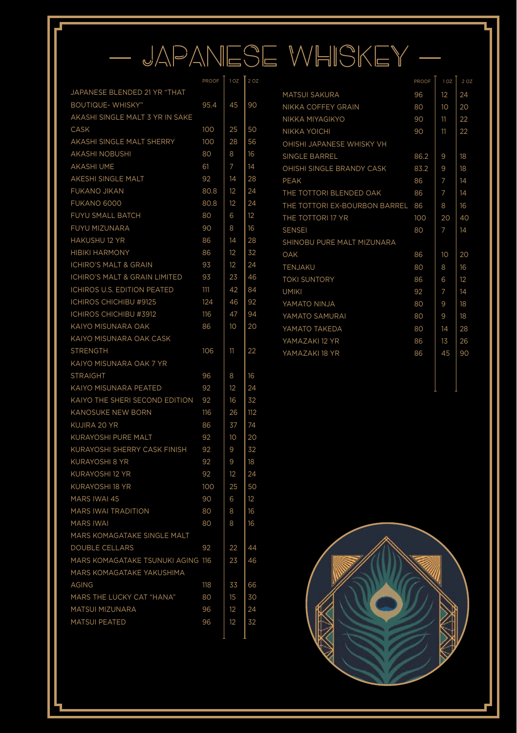# — JAPANESE WHISKEY —

| | PROOF | 1 OZ | 2 OZ |
|---|---|---|---|
| JAPANESE BLENDED 21 YR "THAT BOUTIQUE- WHISKY" | 95.4 | 45 | 90 |
| AKASHI SINGLE MALT 3 YR IN SAKE CASK | 100 | 25 | 50 |
| AKASHI SINGLE MALT SHERRY | 100 | 28 | 56 |
| AKASHI NOBUSHI | 80 | 8 | 16 |
| AKASHI UME | 61 | 7 | 14 |
| AKESHI SINGLE MALT | 92 | 14 | 28 |
| FUKANO JIKAN | 80.8 | 12 | 24 |
| FUKANO 6000 | 80.8 | 12 | 24 |
| FUYU SMALL BATCH | 80 | 6 | 12 |
| FUYU MIZUNARA | 90 | 8 | 16 |
| HAKUSHU 12 YR | 86 | 14 | 28 |
| HIBIKI HARMONY | 86 | 12 | 32 |
| ICHIRO'S MALT & GRAIN | 93 | 12 | 24 |
| ICHIRO'S MALT & GRAIN LIMITED | 93 | 23 | 46 |
| ICHIROS U.S. EDITION PEATED | 111 | 42 | 84 |
| ICHIROS CHICHIBU #9125 | 124 | 46 | 92 |
| ICHIROS CHICHIBU #3912 | 116 | 47 | 94 |
| KAIYO MISUNARA OAK | 86 | 10 | 20 |
| KAIYO MISUNARA OAK CASK STRENGTH | 106 | 11 | 22 |
| KAIYO MISUNARA OAK 7 YR STRAIGHT | 96 | 8 | 16 |
| KAIYO MISUNARA PEATED | 92 | 12 | 24 |
| KAIYO THE SHERI SECOND EDITION | 92 | 16 | 32 |
| KANOSUKE NEW BORN | 116 | 26 | 112 |
| KUJIRA 20 YR | 86 | 37 | 74 |
| KURAYOSHI PURE MALT | 92 | 10 | 20 |
| KURAYOSHI SHERRY CASK FINISH | 92 | 9 | 32 |
| KURAYOSHI 8 YR | 92 | 9 | 18 |
| KURAYOSHI 12 YR | 92 | 12 | 24 |
| KURAYOSHI 18 YR | 100 | 25 | 50 |
| MARS IWAI 45 | 90 | 6 | 12 |
| MARS IWAI TRADITION | 80 | 8 | 16 |
| MARS IWAI | 80 | 8 | 16 |
| MARS KOMAGATAKE SINGLE MALT DOUBLE CELLARS | 92 | 22 | 44 |
| MARS KOMAGATAKE TSUNUKI AGING | 116 | 23 | 46 |
| MARS KOMAGATAKE YAKUSHIMA AGING | 118 | 33 | 66 |
| MARS THE LUCKY CAT "HANA" | 80 | 15 | 30 |
| MATSUI MIZUNARA | 96 | 12 | 24 |
| MATSUI PEATED | 96 | 12 | 32 |
| MATSUI SAKURA | 96 | 12 | 24 |
| NIKKA COFFEY GRAIN | 80 | 10 | 20 |
| NIKKA MIYAGIKYO | 90 | 11 | 22 |
| NIKKA YOICHI | 90 | 11 | 22 |
| OHISHI JAPANESE WHISKY VH SINGLE BARREL | 86.2 | 9 | 18 |
| OHISHI SINGLE BRANDY CASK | 83.2 | 9 | 18 |
| PEAK | 86 | 7 | 14 |
| THE TOTTORI BLENDED OAK | 86 | 7 | 14 |
| THE TOTTORI EX-BOURBON BARREL | 86 | 8 | 16 |
| THE TOTTORI 17 YR | 100 | 20 | 40 |
| SENSEI | 80 | 7 | 14 |
| SHINOBU PURE MALT MIZUNARA OAK | 86 | 10 | 20 |
| TENJAKU | 80 | 8 | 16 |
| TOKI SUNTORY | 86 | 6 | 12 |
| UMIKI | 92 | 7 | 14 |
| YAMATO NINJA | 80 | 9 | 18 |
| YAMATO SAMURAI | 80 | 9 | 18 |
| YAMATO TAKEDA | 80 | 14 | 28 |
| YAMAZAKI 12 YR | 86 | 13 | 26 |
| YAMAZAKI 18 YR | 86 | 45 | 90 |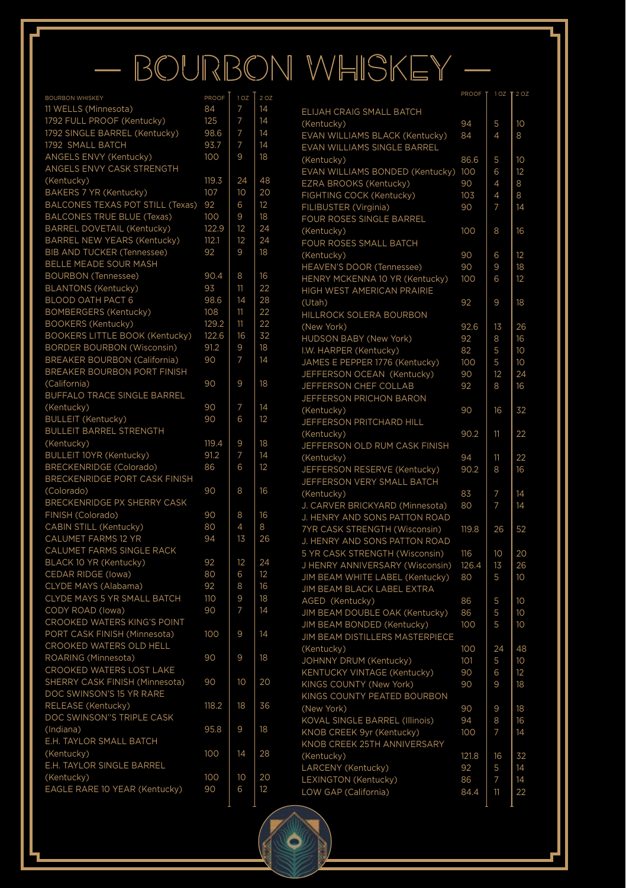# — BOURBON WHISKEY —

| BOURBON WHISKEY | PROOF | 1 OZ | 2 OZ |
|---|---|---|---|
| 11 WELLS (Minnesota) | 84 | 7 | 14 |
| 1792 FULL PROOF (Kentucky) | 125 | 7 | 14 |
| 1792 SINGLE BARREL (Kentucky) | 98.6 | 7 | 14 |
| 1792 SMALL BATCH | 93.7 | 7 | 14 |
| ANGELS ENVY (Kentucky) | 100 | 9 | 18 |
| ANGELS ENVY CASK STRENGTH (Kentucky) | 119.3 | 24 | 48 |
| BAKERS 7 YR (Kentucky) | 107 | 10 | 20 |
| BALCONES TEXAS POT STILL (Texas) | 92 | 6 | 12 |
| BALCONES TRUE BLUE (Texas) | 100 | 9 | 18 |
| BARREL DOVETAIL (Kentucky) | 122.9 | 12 | 24 |
| BARREL NEW YEARS (Kentucky) | 112.1 | 12 | 24 |
| BIB AND TUCKER (Tennessee) | 92 | 9 | 18 |
| BELLE MEADE SOUR MASH BOURBON (Tennessee) | 90.4 | 8 | 16 |
| BLANTONS (Kentucky) | 93 | 11 | 22 |
| BLOOD OATH PACT 6 | 98.6 | 14 | 28 |
| BOMBERGERS (Kentucky) | 108 | 11 | 22 |
| BOOKERS (Kentucky) | 129.2 | 11 | 22 |
| BOOKERS LITTLE BOOK (Kentucky) | 122.6 | 16 | 32 |
| BORDER BOURBON (Wisconsin) | 91.2 | 9 | 18 |
| BREAKER BOURBON (California) | 90 | 7 | 14 |
| BREAKER BOURBON PORT FINISH (California) | 90 | 9 | 18 |
| BUFFALO TRACE SINGLE BARREL (Kentucky) | 90 | 7 | 14 |
| BULLEIT (Kentucky) | 90 | 6 | 12 |
| BULLEIT BARREL STRENGTH (Kentucky) | 119.4 | 9 | 18 |
| BULLEIT 10YR (Kentucky) | 91.2 | 7 | 14 |
| BRECKENRIDGE (Colorado) | 86 | 6 | 12 |
| BRECKENRIDGE PORT CASK FINISH (Colorado) | 90 | 8 | 16 |
| BRECKENRIDGE PX SHERRY CASK FINISH (Colorado) | 90 | 8 | 16 |
| CABIN STILL (Kentucky) | 80 | 4 | 8 |
| CALUMET FARMS 12 YR | 94 | 13 | 26 |
| CALUMET FARMS SINGLE RACK BLACK 10 YR (Kentucky) | 92 | 12 | 24 |
| CEDAR RIDGE (Iowa) | 80 | 6 | 12 |
| CLYDE MAYS (Alabama) | 92 | 8 | 16 |
| CLYDE MAYS 5 YR SMALL BATCH | 110 | 9 | 18 |
| CODY ROAD (Iowa) | 90 | 7 | 14 |
| CROOKED WATERS KING'S POINT PORT CASK FINISH (Minnesota) | 100 | 9 | 14 |
| CROOKED WATERS OLD HELL ROARING (Minnesota) | 90 | 9 | 18 |
| CROOKED WATERS LOST LAKE SHERRY CASK FINISH (Minnesota) | 90 | 10 | 20 |
| DOC SWINSON'S 15 YR RARE RELEASE (Kentucky) | 118.2 | 18 | 36 |
| DOC SWINSON''S TRIPLE CASK (Indiana) | 95.8 | 9 | 18 |
| E.H. TAYLOR SMALL BATCH (Kentucky) | 100 | 14 | 28 |
| E.H. TAYLOR SINGLE BARREL (Kentucky) | 100 | 10 | 20 |
| EAGLE RARE 10 YEAR (Kentucky) | 90 | 6 | 12 |
| ELIJAH CRAIG SMALL BATCH (Kentucky) | 94 | 5 | 10 |
| EVAN WILLIAMS BLACK (Kentucky) | 84 | 4 | 8 |
| EVAN WILLIAMS SINGLE BARREL (Kentucky) | 86.6 | 5 | 10 |
| EVAN WILLIAMS BONDED (Kentucky) | 100 | 6 | 12 |
| EZRA BROOKS (Kentucky) | 90 | 4 | 8 |
| FIGHTING COCK (Kentucky) | 103 | 4 | 8 |
| FILIBUSTER (Virginia) | 90 | 7 | 14 |
| FOUR ROSES SINGLE BARREL (Kentucky) | 100 | 8 | 16 |
| FOUR ROSES SMALL BATCH (Kentucky) | 90 | 6 | 12 |
| HEAVEN'S DOOR (Tennessee) | 90 | 9 | 18 |
| HENRY MCKENNA 10 YR (Kentucky) | 100 | 6 | 12 |
| HIGH WEST AMERICAN PRAIRIE (Utah) | 92 | 9 | 18 |
| HILLROCK SOLERA BOURBON (New York) | 92.6 | 13 | 26 |
| HUDSON BABY (New York) | 92 | 8 | 16 |
| I.W. HARPER (Kentucky) | 82 | 5 | 10 |
| JAMES E PEPPER 1776 (Kentucky) | 100 | 5 | 10 |
| JEFFERSON OCEAN (Kentucky) | 90 | 12 | 24 |
| JEFFERSON CHEF COLLAB | 92 | 8 | 16 |
| JEFFERSON PRICHON BARON (Kentucky) | 90 | 16 | 32 |
| JEFFERSON PRITCHARD HILL (Kentucky) | 90.2 | 11 | 22 |
| JEFFERSON OLD RUM CASK FINISH (Kentucky) | 94 | 11 | 22 |
| JEFFERSON RESERVE (Kentucky) | 90.2 | 8 | 16 |
| JEFFERSON VERY SMALL BATCH (Kentucky) | 83 | 7 | 14 |
| J. CARVER BRICKYARD (Minnesota) | 80 | 7 | 14 |
| J. HENRY AND SONS PATTON ROAD 7YR CASK STRENGTH (Wisconsin) | 119.8 | 26 | 52 |
| J. HENRY AND SONS PATTON ROAD 5 YR CASK STRENGTH (Wisconsin) | 116 | 10 | 20 |
| J HENRY ANNIVERSARY (Wisconsin) | 126.4 | 13 | 26 |
| JIM BEAM WHITE LABEL (Kentucky) | 80 | 5 | 10 |
| JIM BEAM BLACK LABEL EXTRA AGED (Kentucky) | 86 | 5 | 10 |
| JIM BEAM DOUBLE OAK (Kentucky) | 86 | 5 | 10 |
| JIM BEAM BONDED (Kentucky) | 100 | 5 | 10 |
| JIM BEAM DISTILLERS MASTERPIECE (Kentucky) | 100 | 24 | 48 |
| JOHNNY DRUM (Kentucky) | 101 | 5 | 10 |
| KENTUCKY VINTAGE (Kentucky) | 90 | 6 | 12 |
| KINGS COUNTY (New York) | 90 | 9 | 18 |
| KINGS COUNTY PEATED BOURBON (New York) | 90 | 9 | 18 |
| KOVAL SINGLE BARREL (Illinois) | 94 | 8 | 16 |
| KNOB CREEK 9yr (Kentucky) | 100 | 7 | 14 |
| KNOB CREEK 25TH ANNIVERSARY (Kentucky) | 121.8 | 16 | 32 |
| LARCENY (Kentucky) | 92 | 5 | 14 |
| LEXINGTON (Kentucky) | 86 | 7 | 14 |
| LOW GAP (California) | 84.4 | 11 | 22 |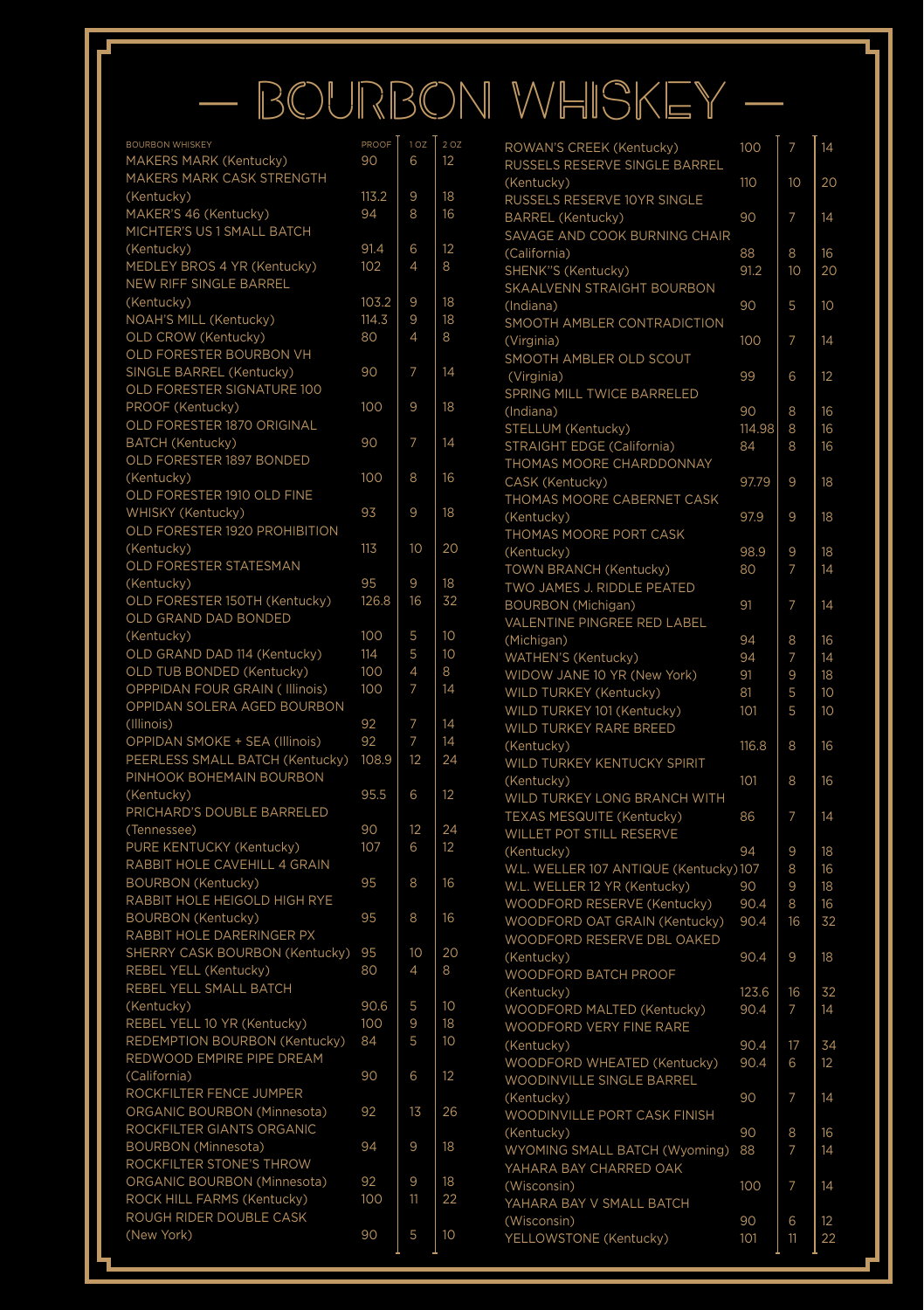# — BOURBON WHISKEY —

| BOURBON WHISKEY | PROOF | 1 OZ | 2 OZ |
|---|---|---|---|
| MAKERS MARK (Kentucky) | 90 | 6 | 12 |
| MAKERS MARK CASK STRENGTH (Kentucky) | 113.2 | 9 | 18 |
| MAKER'S 46 (Kentucky) | 94 | 8 | 16 |
| MICHTER'S US 1 SMALL BATCH (Kentucky) | 91.4 | 6 | 12 |
| MEDLEY BROS 4 YR (Kentucky) | 102 | 4 | 8 |
| NEW RIFF SINGLE BARREL (Kentucky) | 103.2 | 9 | 18 |
| NOAH'S MILL (Kentucky) | 114.3 | 9 | 18 |
| OLD CROW (Kentucky) | 80 | 4 | 8 |
| OLD FORESTER BOURBON VH SINGLE BARREL (Kentucky) | 90 | 7 | 14 |
| OLD FORESTER SIGNATURE 100 PROOF (Kentucky) | 100 | 9 | 18 |
| OLD FORESTER 1870 ORIGINAL BATCH (Kentucky) | 90 | 7 | 14 |
| OLD FORESTER 1897 BONDED (Kentucky) | 100 | 8 | 16 |
| OLD FORESTER 1910 OLD FINE WHISKY (Kentucky) | 93 | 9 | 18 |
| OLD FORESTER 1920 PROHIBITION (Kentucky) | 113 | 10 | 20 |
| OLD FORESTER STATESMAN (Kentucky) | 95 | 9 | 18 |
| OLD FORESTER 150TH (Kentucky) | 126.8 | 16 | 32 |
| OLD GRAND DAD BONDED (Kentucky) | 100 | 5 | 10 |
| OLD GRAND DAD 114 (Kentucky) | 114 | 5 | 10 |
| OLD TUB BONDED (Kentucky) | 100 | 4 | 8 |
| OPPPIDAN FOUR GRAIN ( Illinois) | 100 | 7 | 14 |
| OPPIDAN SOLERA AGED BOURBON (Illinois) | 92 | 7 | 14 |
| OPPIDAN SMOKE + SEA (Illinois) | 92 | 7 | 14 |
| PEERLESS SMALL BATCH (Kentucky) | 108.9 | 12 | 24 |
| PINHOOK BOHEMAIN BOURBON (Kentucky) | 95.5 | 6 | 12 |
| PRICHARD'S DOUBLE BARRELED (Tennessee) | 90 | 12 | 24 |
| PURE KENTUCKY (Kentucky) | 107 | 6 | 12 |
| RABBIT HOLE CAVEHILL 4 GRAIN BOURBON (Kentucky) | 95 | 8 | 16 |
| RABBIT HOLE HEIGOLD HIGH RYE BOURBON (Kentucky) | 95 | 8 | 16 |
| RABBIT HOLE DARERINGER PX SHERRY CASK BOURBON (Kentucky) | 95 | 10 | 20 |
| REBEL YELL (Kentucky) | 80 | 4 | 8 |
| REBEL YELL SMALL BATCH (Kentucky) | 90.6 | 5 | 10 |
| REBEL YELL 10 YR (Kentucky) | 100 | 9 | 18 |
| REDEMPTION BOURBON (Kentucky) | 84 | 5 | 10 |
| REDWOOD EMPIRE PIPE DREAM (California) | 90 | 6 | 12 |
| ROCKFILTER FENCE JUMPER ORGANIC BOURBON (Minnesota) | 92 | 13 | 26 |
| ROCKFILTER GIANTS ORGANIC BOURBON (Minnesota) | 94 | 9 | 18 |
| ROCKFILTER STONE'S THROW ORGANIC BOURBON (Minnesota) | 92 | 9 | 18 |
| ROCK HILL FARMS (Kentucky) | 100 | 11 | 22 |
| ROUGH RIDER DOUBLE CASK (New York) | 90 | 5 | 10 |
| ROWAN'S CREEK (Kentucky) | 100 | 7 | 14 |
| RUSSELS RESERVE SINGLE BARREL (Kentucky) | 110 | 10 | 20 |
| RUSSELS RESERVE 10YR SINGLE BARREL (Kentucky) | 90 | 7 | 14 |
| SAVAGE AND COOK BURNING CHAIR (California) | 88 | 8 | 16 |
| SHENK"S (Kentucky) | 91.2 | 10 | 20 |
| SKAALVENN STRAIGHT BOURBON (Indiana) | 90 | 5 | 10 |
| SMOOTH AMBLER CONTRADICTION (Virginia) | 100 | 7 | 14 |
| SMOOTH AMBLER OLD SCOUT (Virginia) | 99 | 6 | 12 |
| SPRING MILL TWICE BARRELED (Indiana) | 90 | 8 | 16 |
| STELLUM (Kentucky) | 114.98 | 8 | 16 |
| STRAIGHT EDGE (California) | 84 | 8 | 16 |
| THOMAS MOORE CHARDDONNAY CASK (Kentucky) | 97.79 | 9 | 18 |
| THOMAS MOORE CABERNET CASK (Kentucky) | 97.9 | 9 | 18 |
| THOMAS MOORE PORT CASK (Kentucky) | 98.9 | 9 | 18 |
| TOWN BRANCH (Kentucky) | 80 | 7 | 14 |
| TWO JAMES J. RIDDLE PEATED BOURBON (Michigan) | 91 | 7 | 14 |
| VALENTINE PINGREE RED LABEL (Michigan) | 94 | 8 | 16 |
| WATHEN'S (Kentucky) | 94 | 7 | 14 |
| WIDOW JANE 10 YR (New York) | 91 | 9 | 18 |
| WILD TURKEY (Kentucky) | 81 | 5 | 10 |
| WILD TURKEY 101 (Kentucky) | 101 | 5 | 10 |
| WILD TURKEY RARE BREED (Kentucky) | 116.8 | 8 | 16 |
| WILD TURKEY KENTUCKY SPIRIT (Kentucky) | 101 | 8 | 16 |
| WILD TURKEY LONG BRANCH WITH TEXAS MESQUITE (Kentucky) | 86 | 7 | 14 |
| WILLET POT STILL RESERVE (Kentucky) | 94 | 9 | 18 |
| W.L. WELLER 107 ANTIQUE (Kentucky) | 107 | 8 | 16 |
| W.L. WELLER 12 YR (Kentucky) | 90 | 9 | 18 |
| WOODFORD RESERVE (Kentucky) | 90.4 | 8 | 16 |
| WOODFORD OAT GRAIN (Kentucky) | 90.4 | 16 | 32 |
| WOODFORD RESERVE DBL OAKED (Kentucky) | 90.4 | 9 | 18 |
| WOODFORD BATCH PROOF (Kentucky) | 123.6 | 16 | 32 |
| WOODFORD MALTED (Kentucky) | 90.4 | 7 | 14 |
| WOODFORD VERY FINE RARE (Kentucky) | 90.4 | 17 | 34 |
| WOODFORD WHEATED (Kentucky) | 90.4 | 6 | 12 |
| WOODINVILLE SINGLE BARREL (Kentucky) | 90 | 7 | 14 |
| WOODINVILLE PORT CASK FINISH (Kentucky) | 90 | 8 | 16 |
| WYOMING SMALL BATCH (Wyoming) | 88 | 7 | 14 |
| YAHARA BAY CHARRED OAK (Wisconsin) | 100 | 7 | 14 |
| YAHARA BAY V SMALL BATCH (Wisconsin) | 90 | 6 | 12 |
| YELLOWSTONE (Kentucky) | 101 | 11 | 22 |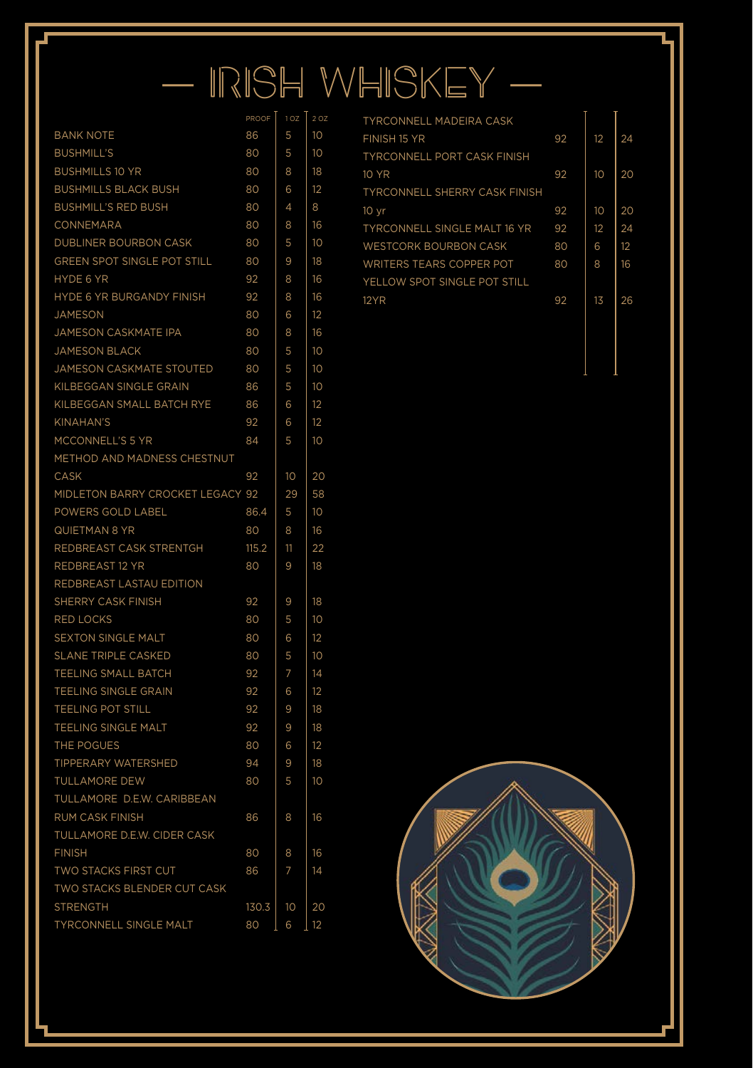# — IRISH WHISKEY —

| | PROOF | 1 OZ | 2 OZ |
|---|---|---|---|
| BANK NOTE | 86 | 5 | 10 |
| BUSHMILL'S | 80 | 5 | 10 |
| BUSHMILLS 10 YR | 80 | 8 | 18 |
| BUSHMILLS BLACK BUSH | 80 | 6 | 12 |
| BUSHMILL'S RED BUSH | 80 | 4 | 8 |
| CONNEMARA | 80 | 8 | 16 |
| DUBLINER BOURBON CASK | 80 | 5 | 10 |
| GREEN SPOT SINGLE POT STILL | 80 | 9 | 18 |
| HYDE 6 YR | 92 | 8 | 16 |
| HYDE 6 YR BURGANDY FINISH | 92 | 8 | 16 |
| JAMESON | 80 | 6 | 12 |
| JAMESON CASKMATE IPA | 80 | 8 | 16 |
| JAMESON BLACK | 80 | 5 | 10 |
| JAMESON CASKMATE STOUTED | 80 | 5 | 10 |
| KILBEGGAN SINGLE GRAIN | 86 | 5 | 10 |
| KILBEGGAN SMALL BATCH RYE | 86 | 6 | 12 |
| KINAHAN'S | 92 | 6 | 12 |
| MCCONNELL'S 5 YR | 84 | 5 | 10 |
| METHOD AND MADNESS CHESTNUT CASK | 92 | 10 | 20 |
| MIDLETON BARRY CROCKET LEGACY | 92 | 29 | 58 |
| POWERS GOLD LABEL | 86.4 | 5 | 10 |
| QUIETMAN 8 YR | 80 | 8 | 16 |
| REDBREAST CASK STRENTGH | 115.2 | 11 | 22 |
| REDBREAST 12 YR | 80 | 9 | 18 |
| REDBREAST LASTAU EDITION SHERRY CASK FINISH | 92 | 9 | 18 |
| RED LOCKS | 80 | 5 | 10 |
| SEXTON SINGLE MALT | 80 | 6 | 12 |
| SLANE TRIPLE CASKED | 80 | 5 | 10 |
| TEELING SMALL BATCH | 92 | 7 | 14 |
| TEELING SINGLE GRAIN | 92 | 6 | 12 |
| TEELING POT STILL | 92 | 9 | 18 |
| TEELING SINGLE MALT | 92 | 9 | 18 |
| THE POGUES | 80 | 6 | 12 |
| TIPPERARY WATERSHED | 94 | 9 | 18 |
| TULLAMORE DEW | 80 | 5 | 10 |
| TULLAMORE D.E.W. CARIBBEAN RUM CASK FINISH | 86 | 8 | 16 |
| TULLAMORE D.E.W. CIDER CASK FINISH | 80 | 8 | 16 |
| TWO STACKS FIRST CUT | 86 | 7 | 14 |
| TWO STACKS BLENDER CUT CASK STRENGTH | 130.3 | 10 | 20 |
| TYRCONNELL SINGLE MALT | 80 | 6 | 12 |
| TYRCONNELL MADEIRA CASK FINISH 15 YR | 92 | 12 | 24 |
| TYRCONNELL PORT CASK FINISH 10 YR | 92 | 10 | 20 |
| TYRCONNELL SHERRY CASK FINISH 10 yr | 92 | 10 | 20 |
| TYRCONNELL SINGLE MALT 16 YR | 92 | 12 | 24 |
| WESTCORK BOURBON CASK | 80 | 6 | 12 |
| WRITERS TEARS COPPER POT | 80 | 8 | 16 |
| YELLOW SPOT SINGLE POT STILL 12YR | 92 | 13 | 26 |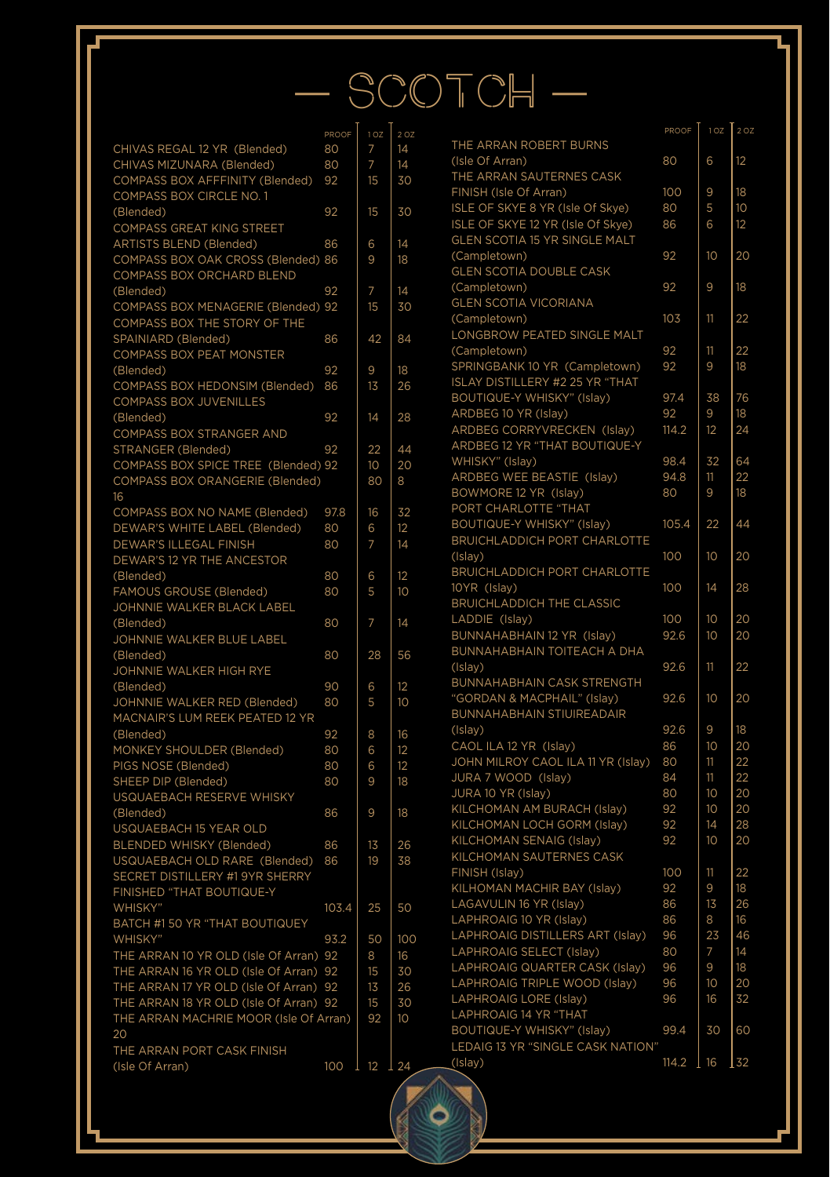# — SCOTCH —

| | PROOF | 1 OZ | 2 OZ |
|---|---|---|---|
| CHIVAS REGAL 12 YR (Blended) | 80 | 7 | 14 |
| CHIVAS MIZUNARA (Blended) | 80 | 7 | 14 |
| COMPASS BOX AFFFINITY (Blended) | 92 | 15 | 30 |
| COMPASS BOX CIRCLE NO. 1 (Blended) | 92 | 15 | 30 |
| COMPASS GREAT KING STREET ARTISTS BLEND (Blended) | 86 | 6 | 14 |
| COMPASS BOX OAK CROSS (Blended) | 86 | 9 | 18 |
| COMPASS BOX ORCHARD BLEND (Blended) | 92 | 7 | 14 |
| COMPASS BOX MENAGERIE (Blended) | 92 | 15 | 30 |
| COMPASS BOX THE STORY OF THE SPAINIARD (Blended) | 86 | 42 | 84 |
| COMPASS BOX PEAT MONSTER (Blended) | 92 | 9 | 18 |
| COMPASS BOX HEDONSIM (Blended) | 86 | 13 | 26 |
| COMPASS BOX JUVENILLES (Blended) | 92 | 14 | 28 |
| COMPASS BOX STRANGER AND STRANGER (Blended) | 92 | 22 | 44 |
| COMPASS BOX SPICE TREE (Blended) | 92 | 10 | 20 |
| COMPASS BOX ORANGERIE (Blended) 16 | | 80 | 8 |
| COMPASS BOX NO NAME (Blended) | 97.8 | 16 | 32 |
| DEWAR'S WHITE LABEL (Blended) | 80 | 6 | 12 |
| DEWAR'S ILLEGAL FINISH | 80 | 7 | 14 |
| DEWAR'S 12 YR THE ANCESTOR (Blended) | 80 | 6 | 12 |
| FAMOUS GROUSE (Blended) | 80 | 5 | 10 |
| JOHNNIE WALKER BLACK LABEL (Blended) | 80 | 7 | 14 |
| JOHNNIE WALKER BLUE LABEL (Blended) | 80 | 28 | 56 |
| JOHNNIE WALKER HIGH RYE (Blended) | 90 | 6 | 12 |
| JOHNNIE WALKER RED (Blended) | 80 | 5 | 10 |
| MACNAIR'S LUM REEK PEATED 12 YR (Blended) | 92 | 8 | 16 |
| MONKEY SHOULDER (Blended) | 80 | 6 | 12 |
| PIGS NOSE (Blended) | 80 | 6 | 12 |
| SHEEP DIP (Blended) | 80 | 9 | 18 |
| USQUAEBACH RESERVE WHISKY (Blended) | 86 | 9 | 18 |
| USQUAEBACH 15 YEAR OLD BLENDED WHISKY (Blended) | 86 | 13 | 26 |
| USQUAEBACH OLD RARE (Blended) | 86 | 19 | 38 |
| SECRET DISTILLERY #1 9YR SHERRY FINISHED "THAT BOUTIQUE-Y WHISKY" | 103.4 | 25 | 50 |
| BATCH #1 50 YR "THAT BOUTIQUEY WHISKY" | 93.2 | 50 | 100 |
| THE ARRAN 10 YR OLD (Isle Of Arran) | 92 | 8 | 16 |
| THE ARRAN 16 YR OLD (Isle Of Arran) | 92 | 15 | 30 |
| THE ARRAN 17 YR OLD (Isle Of Arran) | 92 | 13 | 26 |
| THE ARRAN 18 YR OLD (Isle Of Arran) | 92 | 15 | 30 |
| THE ARRAN MACHRIE MOOR (Isle Of Arran) 20 | | 92 | 10 |
| THE ARRAN PORT CASK FINISH (Isle Of Arran) | 100 | 12 | 24 |
| THE ARRAN ROBERT BURNS (Isle Of Arran) | 80 | 6 | 12 |
| THE ARRAN SAUTERNES CASK FINISH (Isle Of Arran) | 100 | 9 | 18 |
| ISLE OF SKYE 8 YR (Isle Of Skye) | 80 | 5 | 10 |
| ISLE OF SKYE 12 YR (Isle Of Skye) | 86 | 6 | 12 |
| GLEN SCOTIA 15 YR SINGLE MALT (Campletown) | 92 | 10 | 20 |
| GLEN SCOTIA DOUBLE CASK (Campletown) | 92 | 9 | 18 |
| GLEN SCOTIA VICORIANA (Campletown) | 103 | 11 | 22 |
| LONGBROW PEATED SINGLE MALT (Campletown) | 92 | 11 | 22 |
| SPRINGBANK 10 YR (Campletown) | 92 | 9 | 18 |
| ISLAY DISTILLERY #2 25 YR "THAT BOUTIQUE-Y WHISKY" (Islay) | 97.4 | 38 | 76 |
| ARDBEG 10 YR (Islay) | 92 | 9 | 18 |
| ARDBEG CORRYVRECKEN (Islay) | 114.2 | 12 | 24 |
| ARDBEG 12 YR "THAT BOUTIQUE-Y WHISKY" (Islay) | 98.4 | 32 | 64 |
| ARDBEG WEE BEASTIE (Islay) | 94.8 | 11 | 22 |
| BOWMORE 12 YR (Islay) | 80 | 9 | 18 |
| PORT CHARLOTTE "THAT BOUTIQUE-Y WHISKY" (Islay) | 105.4 | 22 | 44 |
| BRUICHLADDICH PORT CHARLOTTE (Islay) | 100 | 10 | 20 |
| BRUICHLADDICH PORT CHARLOTTE 10YR (Islay) | 100 | 14 | 28 |
| BRUICHLADDICH THE CLASSIC LADDIE (Islay) | 100 | 10 | 20 |
| BUNNAHABHAIN 12 YR (Islay) | 92.6 | 10 | 20 |
| BUNNAHABHAIN TOITEACH A DHA (Islay) | 92.6 | 11 | 22 |
| BUNNAHABHAIN CASK STRENGTH "GORDAN & MACPHAIL" (Islay) | 92.6 | 10 | 20 |
| BUNNAHABHAIN STIUIREADAIR (Islay) | 92.6 | 9 | 18 |
| CAOL ILA 12 YR (Islay) | 86 | 10 | 20 |
| JOHN MILROY CAOL ILA 11 YR (Islay) | 80 | 11 | 22 |
| JURA 7 WOOD (Islay) | 84 | 11 | 22 |
| JURA 10 YR (Islay) | 80 | 10 | 20 |
| KILCHOMAN AM BURACH (Islay) | 92 | 10 | 20 |
| KILCHOMAN LOCH GORM (Islay) | 92 | 14 | 28 |
| KILCHOMAN SENAIG (Islay) | 92 | 10 | 20 |
| KILCHOMAN SAUTERNES CASK FINISH (Islay) | 100 | 11 | 22 |
| KILHOMAN MACHIR BAY (Islay) | 92 | 9 | 18 |
| LAGAVULIN 16 YR (Islay) | 86 | 13 | 26 |
| LAPHROAIG 10 YR (Islay) | 86 | 8 | 16 |
| LAPHROAIG DISTILLERS ART (Islay) | 96 | 23 | 46 |
| LAPHROAIG SELECT (Islay) | 80 | 7 | 14 |
| LAPHROAIG QUARTER CASK (Islay) | 96 | 9 | 18 |
| LAPHROAIG TRIPLE WOOD (Islay) | 96 | 10 | 20 |
| LAPHROAIG LORE (Islay) | 96 | 16 | 32 |
| LAPHROAIG 14 YR "THAT BOUTIQUE-Y WHISKY" (Islay) | 99.4 | 30 | 60 |
| LEDAIG 13 YR "SINGLE CASK NATION" (Islay) | 114.2 | 16 | 32 |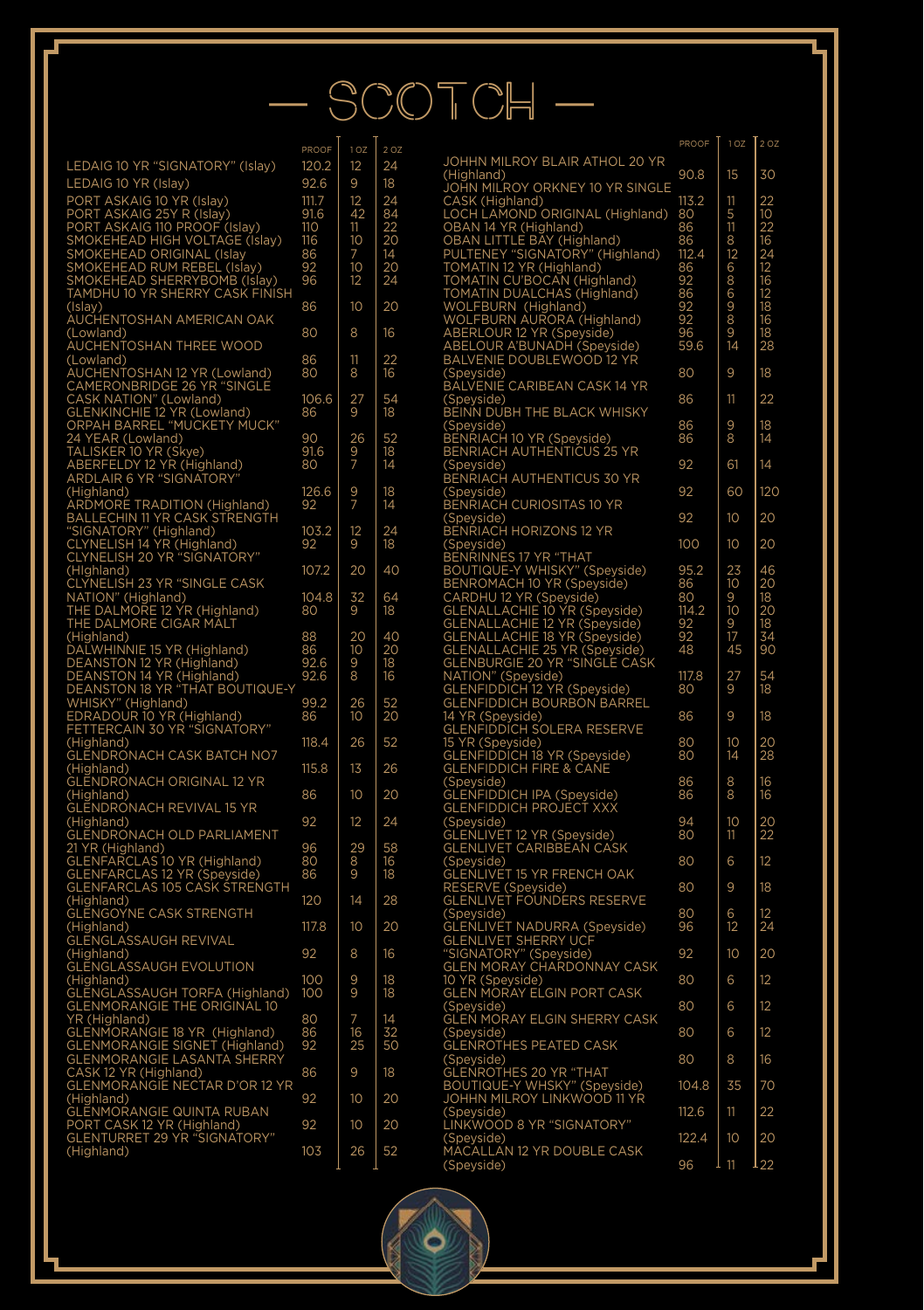# — SCOTCH —

| | PROOF | 1 OZ | 2 OZ |
|---|---|---|---|
| LEDAIG 10 YR "SIGNATORY" (Islay) | 120.2 | 12 | 24 |
| LEDAIG 10 YR (Islay) | 92.6 | 9 | 18 |
| PORT ASKAIG 10 YR (Islay) | 111.7 | 12 | 24 |
| PORT ASKAIG 25Y R (Islay) | 91.6 | 42 | 84 |
| PORT ASKAIG 110 PROOF (Islay) | 110 | 11 | 22 |
| SMOKEHEAD HIGH VOLTAGE (Islay) | 116 | 10 | 20 |
| SMOKEHEAD ORIGINAL (Islay | 86 | 7 | 14 |
| SMOKEHEAD RUM REBEL (Islay) | 92 | 10 | 20 |
| SMOKEHEAD SHERRYBOMB (Islay) | 96 | 12 | 24 |
| TAMDHU 10 YR SHERRY CASK FINISH (Islay) | 86 | 10 | 20 |
| AUCHENTOSHAN AMERICAN OAK (Lowland) | 80 | 8 | 16 |
| AUCHENTOSHAN THREE WOOD (Lowland) | 86 | 11 | 22 |
| AUCHENTOSHAN 12 YR (Lowland) | 80 | 8 | 16 |
| CAMERONBRIDGE 26 YR "SINGLE CASK NATION" (Lowland) | 106.6 | 27 | 54 |
| GLENKINCHIE 12 YR (Lowland) | 86 | 9 | 18 |
| ORPAH BARREL "MUCKETY MUCK" 24 YEAR (Lowland) | 90 | 26 | 52 |
| TALISKER 10 YR (Skye) | 91.6 | 9 | 18 |
| ABERFELDY 12 YR (Highland) | 80 | 7 | 14 |
| ARDLAIR 6 YR "SIGNATORY" (Highland) | 126.6 | 9 | 18 |
| ARDMORE TRADITION (Highland) | 92 | 7 | 14 |
| BALLECHIN 11 YR CASK STRENGTH "SIGNATORY" (Highland) | 103.2 | 12 | 24 |
| CLYNELISH 14 YR (Highland) | 92 | 9 | 18 |
| CLYNELISH 20 YR "SIGNATORY" (HIghland) | 107.2 | 20 | 40 |
| CLYNELISH 23 YR "SINGLE CASK NATION" (Highland) | 104.8 | 32 | 64 |
| THE DALMORE 12 YR (Highland) | 80 | 9 | 18 |
| THE DALMORE CIGAR MALT (Highland) | 88 | 20 | 40 |
| DALWHINNIE 15 YR (Highland) | 86 | 10 | 20 |
| DEANSTON 12 YR (Highland) | 92.6 | 9 | 18 |
| DEANSTON 14 YR (Highland) | 92.6 | 8 | 16 |
| DEANSTON 18 YR "THAT BOUTIQUE-Y WHISKY" (Highland) | 99.2 | 26 | 52 |
| EDRADOUR 10 YR (Highland) | 86 | 10 | 20 |
| FETTERCAIN 30 YR "SIGNATORY" (Highland) | 118.4 | 26 | 52 |
| GLENDRONACH CASK BATCH NO7 (Highland) | 115.8 | 13 | 26 |
| GLENDRONACH ORIGINAL 12 YR (Highland) | 86 | 10 | 20 |
| GLENDRONACH REVIVAL 15 YR (Highland) | 92 | 12 | 24 |
| GLENDRONACH OLD PARLIAMENT 21 YR (Highland) | 96 | 29 | 58 |
| GLENFARCLAS 10 YR (Highland) | 80 | 8 | 16 |
| GLENFARCLAS 12 YR (Speyside) | 86 | 9 | 18 |
| GLENFARCLAS 105 CASK STRENGTH (Highland) | 120 | 14 | 28 |
| GLENGOYNE CASK STRENGTH (Highland) | 117.8 | 10 | 20 |
| GLENGLASSAUGH REVIVAL (Highland) | 92 | 8 | 16 |
| GLENGLASSAUGH EVOLUTION (Highland) | 100 | 9 | 18 |
| GLENGLASSAUGH TORFA (Highland) | 100 | 9 | 18 |
| GLENMORANGIE THE ORIGINAL 10 YR (Highland) | 80 | 7 | 14 |
| GLENMORANGIE 18 YR (Highland) | 86 | 16 | 32 |
| GLENMORANGIE SIGNET (Highland) | 92 | 25 | 50 |
| GLENMORANGIE LASANTA SHERRY CASK 12 YR (Highland) | 86 | 9 | 18 |
| GLENMORANGIE NECTAR D'OR 12 YR (Highland) | 92 | 10 | 20 |
| GLENMORANGIE QUINTA RUBAN PORT CASK 12 YR (Highland) | 92 | 10 | 20 |
| GLENTURRET 29 YR "SIGNATORY" (Highland) | 103 | 26 | 52 |

| | PROOF | 1 OZ | 2 OZ |
|---|---|---|---|
| JOHHN MILROY BLAIR ATHOL 20 YR (Highland) | 90.8 | 15 | 30 |
| JOHHN MILROY ORKNEY 10 YR SINGLE CASK (Highland) | 113.2 | 11 | 22 |
| LOCH LAMOND ORIGINAL (Highland) | 80 | 5 | 10 |
| OBAN 14 YR (Highland) | 86 | 11 | 22 |
| OBAN LITTLE BAY (Highland) | 86 | 8 | 16 |
| PULTENEY "SIGNATORY" (Highland) | 112.4 | 12 | 24 |
| TOMATIN 12 YR (Highland) | 86 | 6 | 12 |
| TOMATIN CU'BOCAN (Highland) | 92 | 8 | 16 |
| TOMATIN DUALCHAS (Highland) | 86 | 6 | 12 |
| WOLFBURN (Highland) | 92 | 9 | 18 |
| WOLFBURN AURORA (Highland) | 92 | 8 | 16 |
| ABERLOUR 12 YR (Speyside) | 96 | 9 | 18 |
| ABELOUR A'BUNADH (Speyside) | 59.6 | 14 | 28 |
| BALVENIE DOUBLEWOOD 12 YR (Speyside) | 80 | 9 | 18 |
| BALVENIE CARIBEAN CASK 14 YR (Speyside) | 86 | 11 | 22 |
| BEINN DUBH THE BLACK WHISKY (Speyside) | 86 | 9 | 18 |
| BENRIACH 10 YR (Speyside) | 86 | 8 | 14 |
| BENRIACH AUTHENTICUS 25 YR (Speyside) | 92 | 61 | 14 |
| BENRIACH AUTHENTICUS 30 YR (Speyside) | 92 | 60 | 120 |
| BENRIACH CURIOSITAS 10 YR (Speyside) | 92 | 10 | 20 |
| BENRIACH HORIZONS 12 YR (Speyside) | 100 | 10 | 20 |
| BENRINNES 17 YR "THAT BOUTIQUE-Y WHISKY" (Speyside) | 95.2 | 23 | 46 |
| BENROMACH 10 YR (Speyside) | 86 | 10 | 20 |
| CARDHU 12 YR (Speyside) | 80 | 9 | 18 |
| GLENALLACHIE 10 YR (Speyside) | 114.2 | 10 | 20 |
| GLENALLACHIE 12 YR (Speyside) | 92 | 9 | 18 |
| GLENALLACHIE 18 YR (Speyside) | 92 | 17 | 34 |
| GLENALLACHIE 25 YR (Speyside) | 48 | 45 | 90 |
| GLENBURGIE 20 YR "SINGLE CASK NATION" (Speyside) | 117.8 | 27 | 54 |
| GLENFIDDICH 12 YR (Speyside) | 80 | 9 | 18 |
| GLENFIDDICH BOURBON BARREL 14 YR (Speyside) | 86 | 9 | 18 |
| GLENFIDDICH SOLERA RESERVE 15 YR (Speyside) | 80 | 10 | 20 |
| GLENFIDDICH 18 YR (Speyside) | 80 | 14 | 28 |
| GLENFIDDICH FIRE & CANE (Speyside) | 86 | 8 | 16 |
| GLENFIDDICH IPA (Speyside) | 86 | 8 | 16 |
| GLENFIDDICH PROJECT XXX (Speyside) | 94 | 10 | 20 |
| GLENLIVET 12 YR (Speyside) | 80 | 11 | 22 |
| GLENLIVET CARIBBEAN CASK (Speyside) | 80 | 6 | 12 |
| GLENLIVET 15 YR FRENCH OAK RESERVE (Speyside) | 80 | 9 | 18 |
| GLENLIVET FOUNDERS RESERVE (Speyside) | 80 | 6 | 12 |
| GLENLIVET NADURRA (Speyside) | 96 | 12 | 24 |
| GLENLIVET SHERRY UCF "SIGNATORY" (Speyside) | 92 | 10 | 20 |
| GLEN MORAY CHARDONNAY CASK 10 YR (Speyside) | 80 | 6 | 12 |
| GLEN MORAY ELGIN PORT CASK (Speyside) | 80 | 6 | 12 |
| GLEN MORAY ELGIN SHERRY CASK (Speyside) | 80 | 6 | 12 |
| GLENROTHES PEATED CASK (Speyside) | 80 | 8 | 16 |
| GLENROTHES 20 YR "THAT BOUTIQUE-Y WHSKY" (Speyside) | 104.8 | 35 | 70 |
| JOHHN MILROY LINKWOOD 11 YR (Speyside) | 112.6 | 11 | 22 |
| LINKWOOD 8 YR "SIGNATORY" (Speyside) | 122.4 | 10 | 20 |
| MACALLAN 12 YR DOUBLE CASK (Speyside) | 96 | 11 | 22 |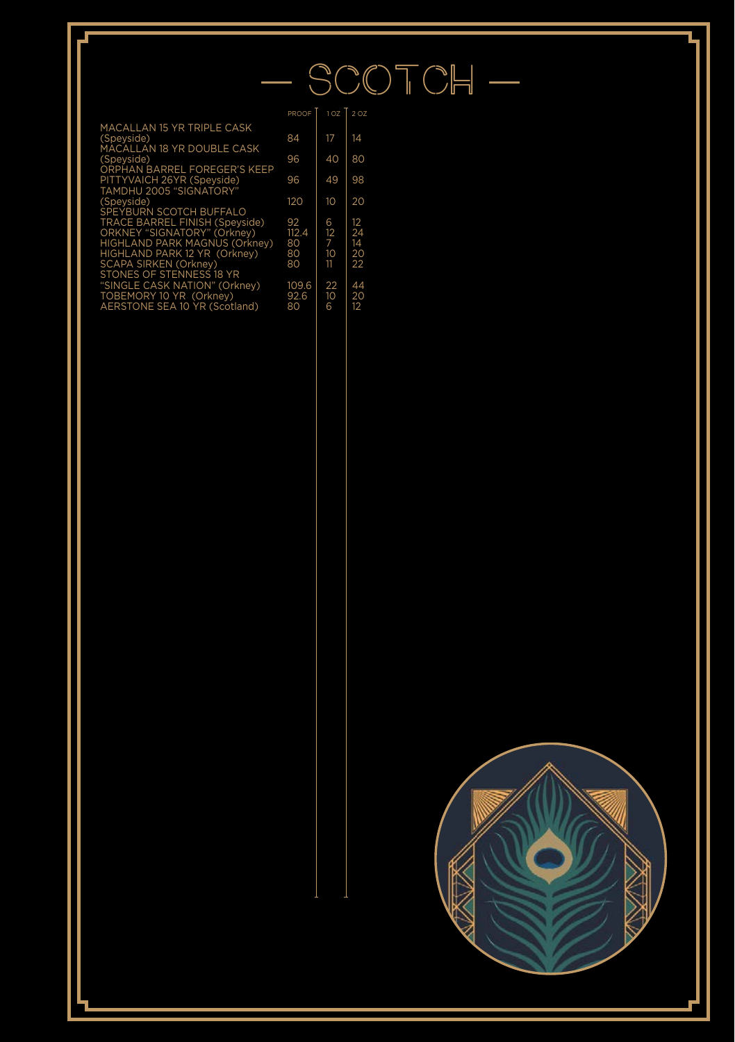# — SCOTCH —

| | PROOF | 1 OZ | 2 OZ |
|---|---|---|---|
| MACALLAN 15 YR TRIPLE CASK (Speyside) | 84 | 17 | 14 |
| MACALLAN 18 YR DOUBLE CASK (Speyside) | 96 | 40 | 80 |
| ORPHAN BARREL FOREGER'S KEEP PITTYVAICH 26YR (Speyside) | 96 | 49 | 98 |
| TAMDHU 2005 "SIGNATORY" (Speyside) | 120 | 10 | 20 |
| SPEYBURN SCOTCH BUFFALO TRACE BARREL FINISH (Speyside) | 92 | 6 | 12 |
| ORKNEY "SIGNATORY" (Orkney) | 112.4 | 12 | 24 |
| HIGHLAND PARK MAGNUS (Orkney) | 80 | 7 | 14 |
| HIGHLAND PARK 12 YR (Orkney) | 80 | 10 | 20 |
| SCAPA SIRKEN (Orkney) | 80 | 11 | 22 |
| STONES OF STENNESS 18 YR "SINGLE CASK NATION" (Orkney) | 109.6 | 22 | 44 |
| TOBEMORY 10 YR (Orkney) | 92.6 | 10 | 20 |
| AERSTONE SEA 10 YR (Scotland) | 80 | 6 | 12 |